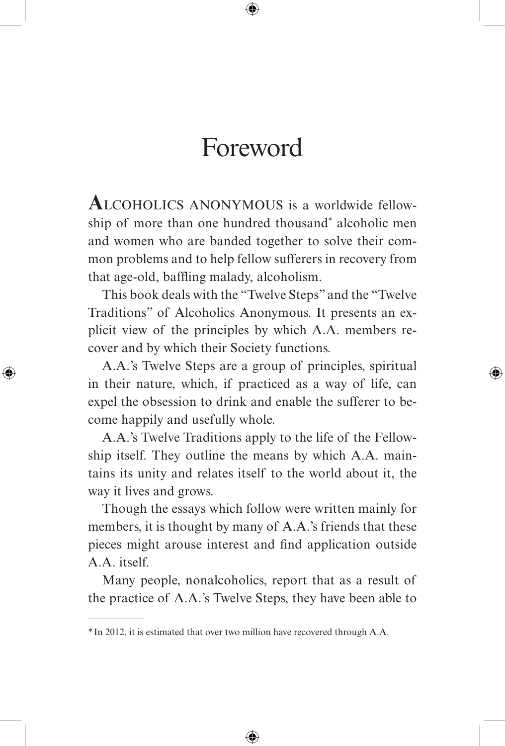# Foreword

**A**LCOHOLICS ANONYMOUS is a worldwide fellowship of more than one hundred thousand* alcoholic men and women who are banded together to solve their common problems and to help fellow sufferers in recovery from that age-old, baffling malady, alcoholism.

This book deals with the "Twelve Steps" and the "Twelve Traditions" of Alcoholics Anonymous. It presents an explicit view of the principles by which A.A. members recover and by which their Society functions.

A.A.'s Twelve Steps are a group of principles, spiritual in their nature, which, if practiced as a way of life, can expel the obsession to drink and enable the sufferer to become happily and usefully whole.

A.A.'s Twelve Traditions apply to the life of the Fellowship itself. They outline the means by which A.A. maintains its unity and relates itself to the world about it, the way it lives and grows.

Though the essays which follow were written mainly for members, it is thought by many of A.A.'s friends that these pieces might arouse interest and find application outside A.A. itself.

Many people, nonalcoholics, report that as a result of the practice of A.A.'s Twelve Steps, they have been able to

---

*In 2012, it is estimated that over two million have recovered through A.A.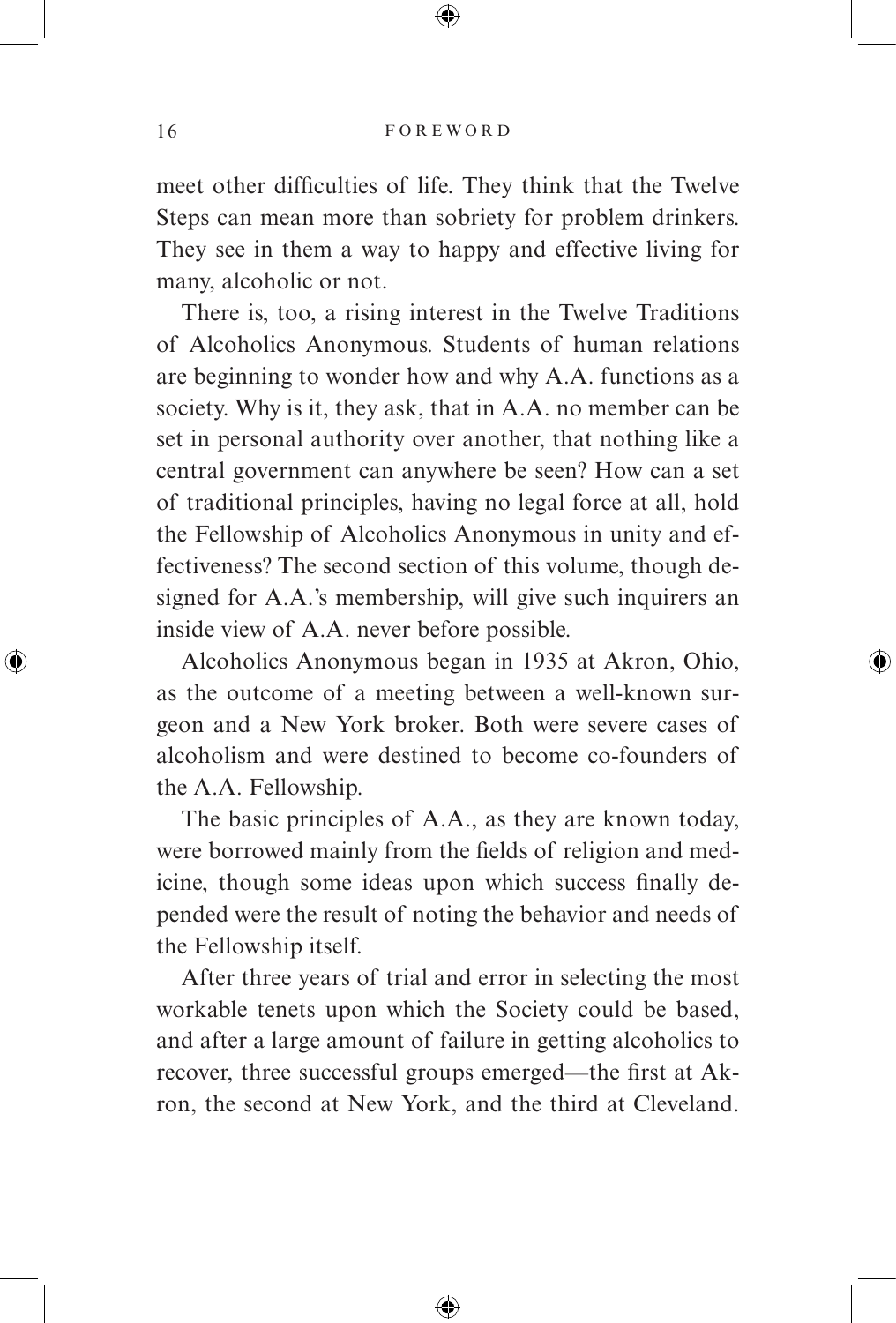meet other difficulties of life. They think that the Twelve Steps can mean more than sobriety for problem drinkers. They see in them a way to happy and effective living for many, alcoholic or not.

There is, too, a rising interest in the Twelve Traditions of Alcoholics Anonymous. Students of human relations are beginning to wonder how and why A.A. functions as a society. Why is it, they ask, that in A.A. no member can be set in personal authority over another, that nothing like a central government can anywhere be seen? How can a set of traditional principles, having no legal force at all, hold the Fellowship of Alcoholics Anonymous in unity and effectiveness? The second section of this volume, though designed for A.A.'s membership, will give such inquirers an inside view of A.A. never before possible.

Alcoholics Anonymous began in 1935 at Akron, Ohio, as the outcome of a meeting between a well-known surgeon and a New York broker. Both were severe cases of alcoholism and were destined to become co-founders of the A.A. Fellowship.

The basic principles of A.A., as they are known today, were borrowed mainly from the fields of religion and medicine, though some ideas upon which success finally depended were the result of noting the behavior and needs of the Fellowship itself.

After three years of trial and error in selecting the most workable tenets upon which the Society could be based, and after a large amount of failure in getting alcoholics to recover, three successful groups emerged—the first at Akron, the second at New York, and the third at Cleveland.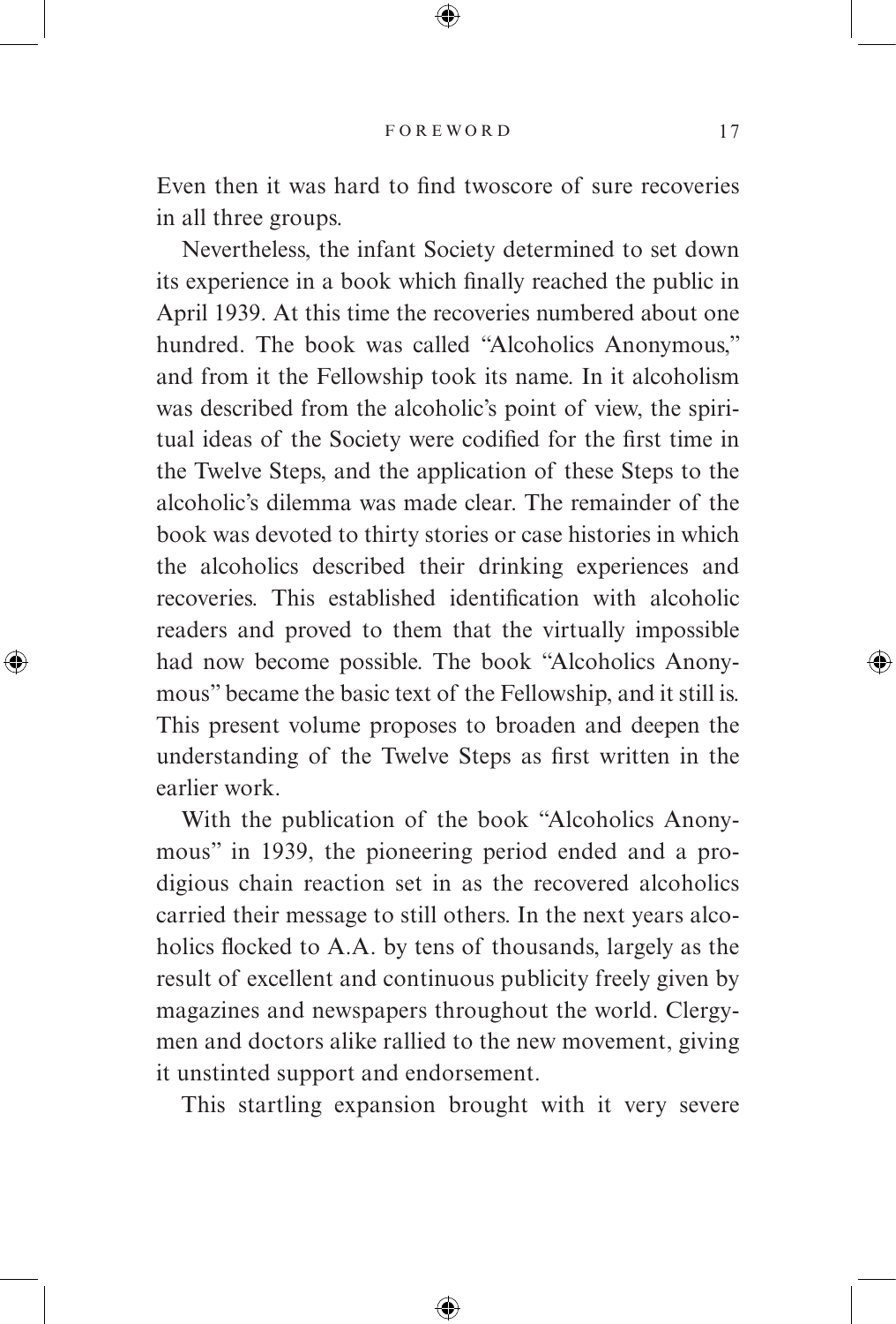Even then it was hard to find twoscore of sure recoveries in all three groups.

Nevertheless, the infant Society determined to set down its experience in a book which finally reached the public in April 1939. At this time the recoveries numbered about one hundred. The book was called "Alcoholics Anonymous," and from it the Fellowship took its name. In it alcoholism was described from the alcoholic's point of view, the spiritual ideas of the Society were codified for the first time in the Twelve Steps, and the application of these Steps to the alcoholic's dilemma was made clear. The remainder of the book was devoted to thirty stories or case histories in which the alcoholics described their drinking experiences and recoveries. This established identification with alcoholic readers and proved to them that the virtually impossible had now become possible. The book "Alcoholics Anonymous" became the basic text of the Fellowship, and it still is. This present volume proposes to broaden and deepen the understanding of the Twelve Steps as first written in the earlier work.

With the publication of the book "Alcoholics Anonymous" in 1939, the pioneering period ended and a prodigious chain reaction set in as the recovered alcoholics carried their message to still others. In the next years alcoholics flocked to A.A. by tens of thousands, largely as the result of excellent and continuous publicity freely given by magazines and newspapers throughout the world. Clergymen and doctors alike rallied to the new movement, giving it unstinted support and endorsement.

This startling expansion brought with it very severe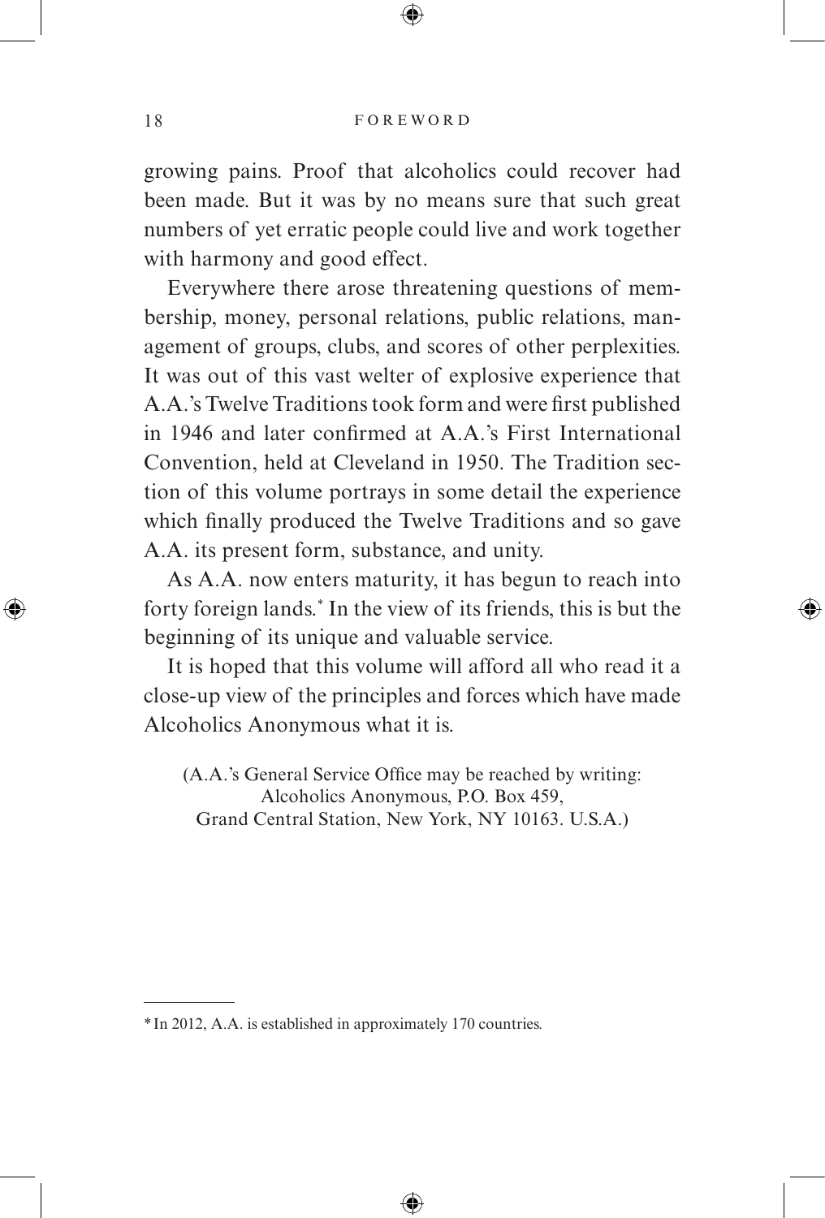growing pains. Proof that alcoholics could recover had been made. But it was by no means sure that such great numbers of yet erratic people could live and work together with harmony and good effect.

Everywhere there arose threatening questions of membership, money, personal relations, public relations, management of groups, clubs, and scores of other perplexities. It was out of this vast welter of explosive experience that A.A.'s Twelve Traditions took form and were first published in 1946 and later confirmed at A.A.'s First International Convention, held at Cleveland in 1950. The Tradition section of this volume portrays in some detail the experience which finally produced the Twelve Traditions and so gave A.A. its present form, substance, and unity.

As A.A. now enters maturity, it has begun to reach into forty foreign lands.* In the view of its friends, this is but the beginning of its unique and valuable service.

It is hoped that this volume will afford all who read it a close-up view of the principles and forces which have made Alcoholics Anonymous what it is.

(A.A.'s General Service Office may be reached by writing:
Alcoholics Anonymous, P.O. Box 459,
Grand Central Station, New York, NY 10163. U.S.A.)

---

*In 2012, A.A. is established in approximately 170 countries.